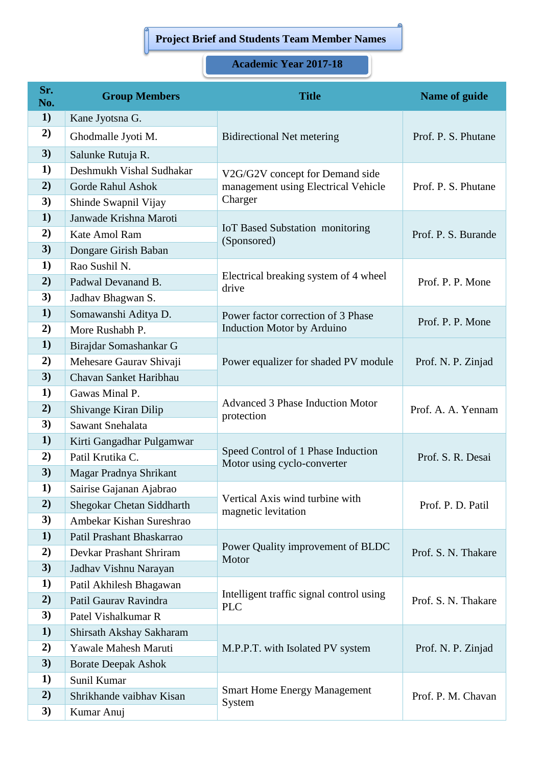# Project Brief and Students Team Member Names

## Academic Year 2017-18

| Sr. No. | Group Members | Title | Name of guide |
|---|---|---|---|
| 1) | Kane Jyotsna G. | Bidirectional Net metering | Prof. P. S. Phutane |
| 2) | Ghodmalle Jyoti M. | | |
| 3) | Salunke Rutuja R. | | |
| 1) | Deshmukh Vishal Sudhakar | V2G/G2V concept for Demand side management using Electrical Vehicle Charger | Prof. P. S. Phutane |
| 2) | Gorde Rahul Ashok | | |
| 3) | Shinde Swapnil Vijay | | |
| 1) | Janwade Krishna Maroti | IoT Based Substation monitoring (Sponsored) | Prof. P. S. Burande |
| 2) | Kate Amol Ram | | |
| 3) | Dongare Girish Baban | | |
| 1) | Rao Sushil N. | Electrical breaking system of 4 wheel drive | Prof. P. P. Mone |
| 2) | Padwal Devanand B. | | |
| 3) | Jadhav Bhagwan S. | | |
| 1) | Somawanshi Aditya D. | Power factor correction of 3 Phase Induction Motor by Arduino | Prof. P. P. Mone |
| 2) | More Rushabh P. | | |
| 1) | Birajdar Somashankar G | Power equalizer for shaded PV module | Prof. N. P. Zinjad |
| 2) | Mehesare Gaurav Shivaji | | |
| 3) | Chavan Sanket Haribhau | | |
| 1) | Gawas Minal P. | Advanced 3 Phase Induction Motor protection | Prof. A. A. Yennam |
| 2) | Shivange Kiran Dilip | | |
| 3) | Sawant Snehalata | | |
| 1) | Kirti Gangadhar Pulgamwar | Speed Control of 1 Phase Induction Motor using cyclo-converter | Prof. S. R. Desai |
| 2) | Patil Krutika C. | | |
| 3) | Magar Pradnya Shrikant | | |
| 1) | Sairise Gajanan Ajabrao | Vertical Axis wind turbine with magnetic levitation | Prof. P. D. Patil |
| 2) | Shegokar Chetan Siddharth | | |
| 3) | Ambekar Kishan Sureshrao | | |
| 1) | Patil Prashant Bhaskarrao | Power Quality improvement of BLDC Motor | Prof. S. N. Thakare |
| 2) | Devkar Prashant Shriram | | |
| 3) | Jadhav Vishnu Narayan | | |
| 1) | Patil Akhilesh Bhagawan | Intelligent traffic signal control using PLC | Prof. S. N. Thakare |
| 2) | Patil Gaurav Ravindra | | |
| 3) | Patel Vishalkumar R | | |
| 1) | Shirsath Akshay Sakharam | M.P.P.T. with Isolated PV system | Prof. N. P. Zinjad |
| 2) | Yawale Mahesh Maruti | | |
| 3) | Borate Deepak Ashok | | |
| 1) | Sunil Kumar | Smart Home Energy Management System | Prof. P. M. Chavan |
| 2) | Shrikhande vaibhav Kisan | | |
| 3) | Kumar Anuj | | |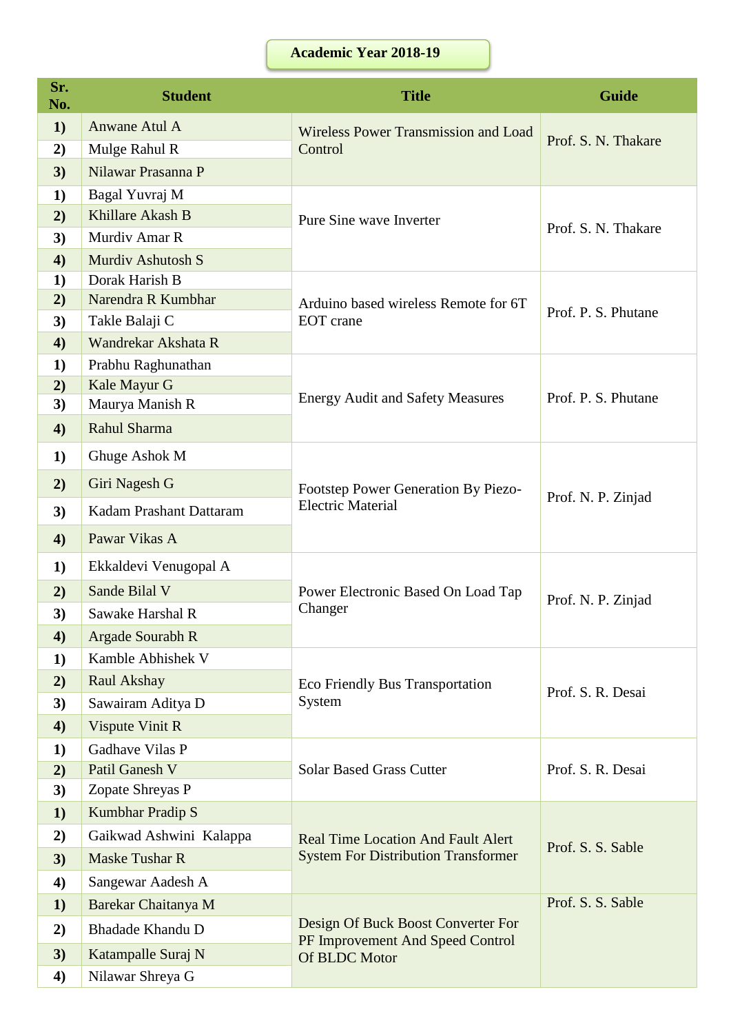## Academic Year 2018-19

| Sr. No. | Student | Title | Guide |
|---|---|---|---|
| **1)** | Anwane Atul A | Wireless Power Transmission and Load Control | Prof. S. N. Thakare |
| **2)** | Mulge Rahul R | | |
| **3)** | Nilawar Prasanna P | | |
| **1)** | Bagal Yuvraj M | Pure Sine wave Inverter | Prof. S. N. Thakare |
| **2)** | Khillare Akash B | | |
| **3)** | Murdiv Amar R | | |
| **4)** | Murdiv Ashutosh S | | |
| **1)** | Dorak Harish B | Arduino based wireless Remote for 6T EOT crane | Prof. P. S. Phutane |
| **2)** | Narendra R Kumbhar | | |
| **3)** | Takle Balaji C | | |
| **4)** | Wandrekar Akshata R | | |
| **1)** | Prabhu Raghunathan | Energy Audit and Safety Measures | Prof. P. S. Phutane |
| **2)** | Kale Mayur G | | |
| **3)** | Maurya Manish R | | |
| **4)** | Rahul Sharma | | |
| **1)** | Ghuge Ashok M | Footstep Power Generation By Piezo-Electric Material | Prof. N. P. Zinjad |
| **2)** | Giri Nagesh G | | |
| **3)** | Kadam Prashant Dattaram | | |
| **4)** | Pawar Vikas A | | |
| **1)** | Ekkaldevi Venugopal A | Power Electronic Based On Load Tap Changer | Prof. N. P. Zinjad |
| **2)** | Sande Bilal V | | |
| **3)** | Sawake Harshal R | | |
| **4)** | Argade Sourabh R | | |
| **1)** | Kamble Abhishek V | Eco Friendly Bus Transportation System | Prof. S. R. Desai |
| **2)** | Raul Akshay | | |
| **3)** | Sawairam Aditya D | | |
| **4)** | Vispute Vinit R | | |
| **1)** | Gadhave Vilas P | Solar Based Grass Cutter | Prof. S. R. Desai |
| **2)** | Patil Ganesh V | | |
| **3)** | Zopate Shreyas P | | |
| **1)** | Kumbhar Pradip S | Real Time Location And Fault Alert System For Distribution Transformer | Prof. S. S. Sable |
| **2)** | Gaikwad Ashwini Kalappa | | |
| **3)** | Maske Tushar R | | |
| **4)** | Sangewar Aadesh A | | |
| **1)** | Barekar Chaitanya M | Design Of Buck Boost Converter For PF Improvement And Speed Control Of BLDC Motor | Prof. S. S. Sable |
| **2)** | Bhadade Khandu D | | |
| **3)** | Katampalle Suraj N | | |
| **4)** | Nilawar Shreya G | | |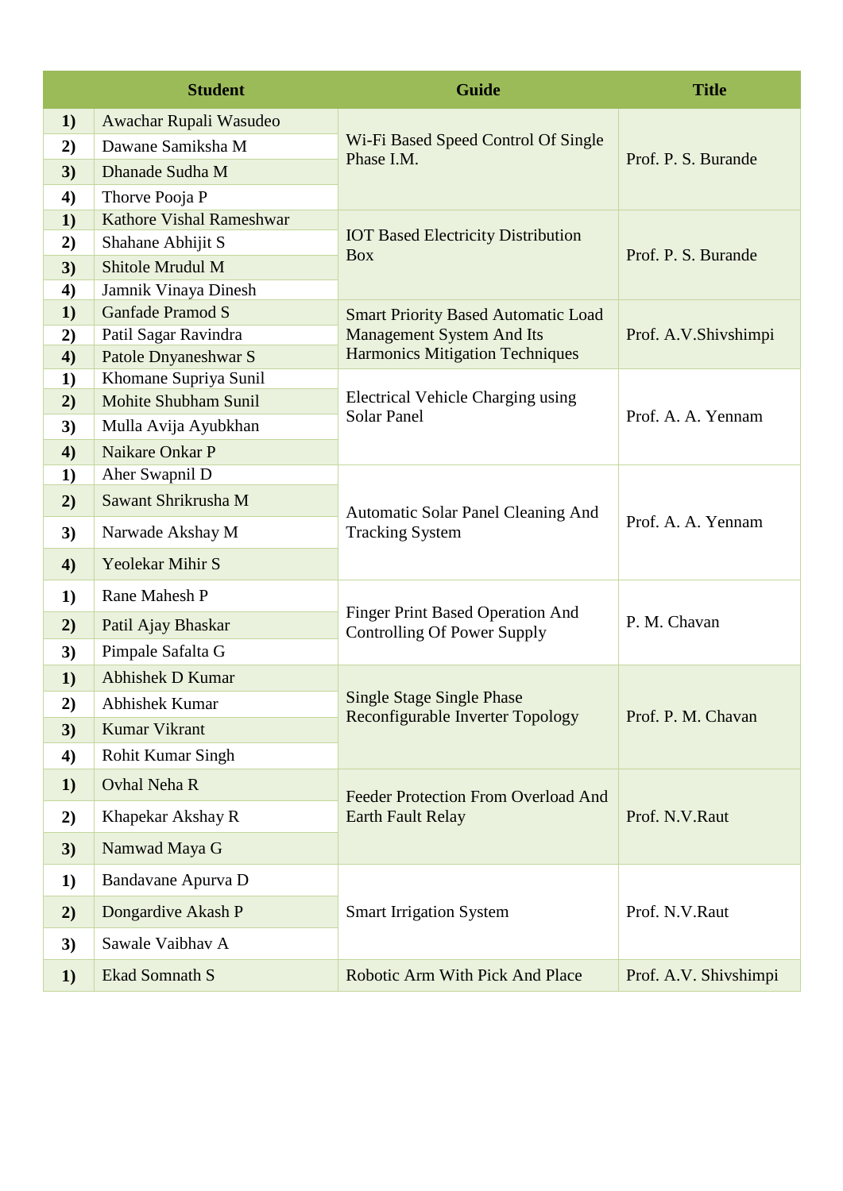| | Student | Guide | Title |
|---|---|---|---|
| 1) | Awachar Rupali Wasudeo | Wi-Fi Based Speed Control Of Single Phase I.M. | Prof. P. S. Burande |
| 2) | Dawane Samiksha M | | |
| 3) | Dhanade Sudha M | | |
| 4) | Thorve Pooja P | | |
| 1) | Kathore Vishal Rameshwar | IOT Based Electricity Distribution Box | Prof. P. S. Burande |
| 2) | Shahane Abhijit S | | |
| 3) | Shitole Mrudul M | | |
| 4) | Jamnik Vinaya Dinesh | | |
| 1) | Ganfade Pramod S | Smart Priority Based Automatic Load Management System And Its Harmonics Mitigation Techniques | Prof. A.V.Shivshimpi |
| 2) | Patil Sagar Ravindra | | |
| 4) | Patole Dnyaneshwar S | | |
| 1) | Khomane Supriya Sunil | Electrical Vehicle Charging using Solar Panel | Prof. A. A. Yennam |
| 2) | Mohite Shubham Sunil | | |
| 3) | Mulla Avija Ayubkhan | | |
| 4) | Naikare Onkar P | | |
| 1) | Aher Swapnil D | Automatic Solar Panel Cleaning And Tracking System | Prof. A. A. Yennam |
| 2) | Sawant Shrikrusha M | | |
| 3) | Narwade Akshay M | | |
| 4) | Yeolekar Mihir S | | |
| 1) | Rane Mahesh P | Finger Print Based Operation And Controlling Of Power Supply | P. M. Chavan |
| 2) | Patil Ajay Bhaskar | | |
| 3) | Pimpale Safalta G | | |
| 1) | Abhishek D Kumar | Single Stage Single Phase Reconfigurable Inverter Topology | Prof. P. M. Chavan |
| 2) | Abhishek Kumar | | |
| 3) | Kumar Vikrant | | |
| 4) | Rohit Kumar Singh | | |
| 1) | Ovhal Neha R | Feeder Protection From Overload And Earth Fault Relay | Prof. N.V.Raut |
| 2) | Khapekar Akshay R | | |
| 3) | Namwad Maya G | | |
| 1) | Bandavane Apurva D | Smart Irrigation System | Prof. N.V.Raut |
| 2) | Dongardive Akash P | | |
| 3) | Sawale Vaibhav A | | |
| 1) | Ekad Somnath S | Robotic Arm With Pick And Place | Prof. A.V. Shivshimpi |